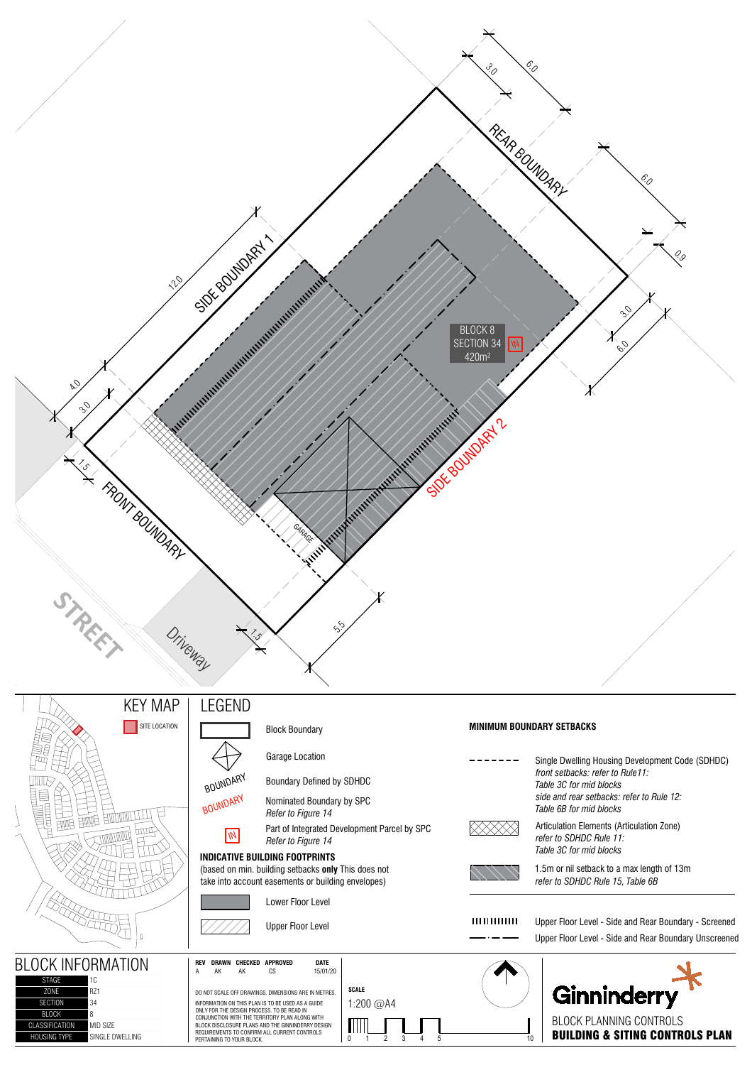REAR BOUNDARY

SIDE BOUNDARY 1

SIDE BOUNDARY 2

FRONT BOUNDARY

STREET

Driveway

GARAGE

BLOCK 8
SECTION 34
420m²

3.0 6.0 6.0 0.9 3.0 6.0 12.0 4.0 3.0 1.5 1.5 5.5

## KEY MAP

SITE LOCATION

## LEGEND

- Block Boundary
- Garage Location
- BOUNDARY — Boundary Defined by SDHDC
- BOUNDARY — Nominated Boundary by SPC *Refer to Figure 14*
- IN — Part of Integrated Development Parcel by SPC *Refer to Figure 14*

**INDICATIVE BUILDING FOOTPRINTS**
(based on min. building setbacks **only** This does not take into account easements or building envelopes)

- Lower Floor Level
- Upper Floor Level

**MINIMUM BOUNDARY SETBACKS**

- Single Dwelling Housing Development Code (SDHDC) *front setbacks: refer to Rule11: Table 3C for mid blocks side and rear setbacks: refer to Rule 12: Table 6B for mid blocks*
- Articulation Elements (Articulation Zone) *refer to SDHDC Rule 11: Table 3C for mid blocks*
- 1.5m or nil setback to a max length of 13m *refer to SDHDC Rule 15, Table 6B*
- Upper Floor Level - Side and Rear Boundary - Screened
- Upper Floor Level - Side and Rear Boundary Unscreened

## BLOCK INFORMATION

| | |
|---|---|
| STAGE | 1C |
| ZONE | RZ1 |
| SECTION | 34 |
| BLOCK | 8 |
| CLASSIFICATION | MID SIZE |
| HOUSING TYPE | SINGLE DWELLING |

| REV | DRAWN | CHECKED | APPROVED | DATE |
|---|---|---|---|---|
| A | AK | AK | CS | 15/01/20 |

DO NOT SCALE OFF DRAWINGS. DIMENSIONS ARE IN METRES.

INFORMATION ON THIS PLAN IS TO BE USED AS A GUIDE ONLY FOR THE DESIGN PROCESS. TO BE READ IN CONJUNCTION WITH THE TERRITORY PLAN ALONG WITH BLOCK DISCLOSURE PLANS AND THE GINNINDERRY DESIGN REQUIREMENTS TO CONFIRM ALL CURRENT CONTROLS PERTAINING TO YOUR BLOCK.

**SCALE**
1:200 @A4

0 1 2 3 4 5 10

Ginninderry

BLOCK PLANNING CONTROLS
**BUILDING & SITING CONTROLS PLAN**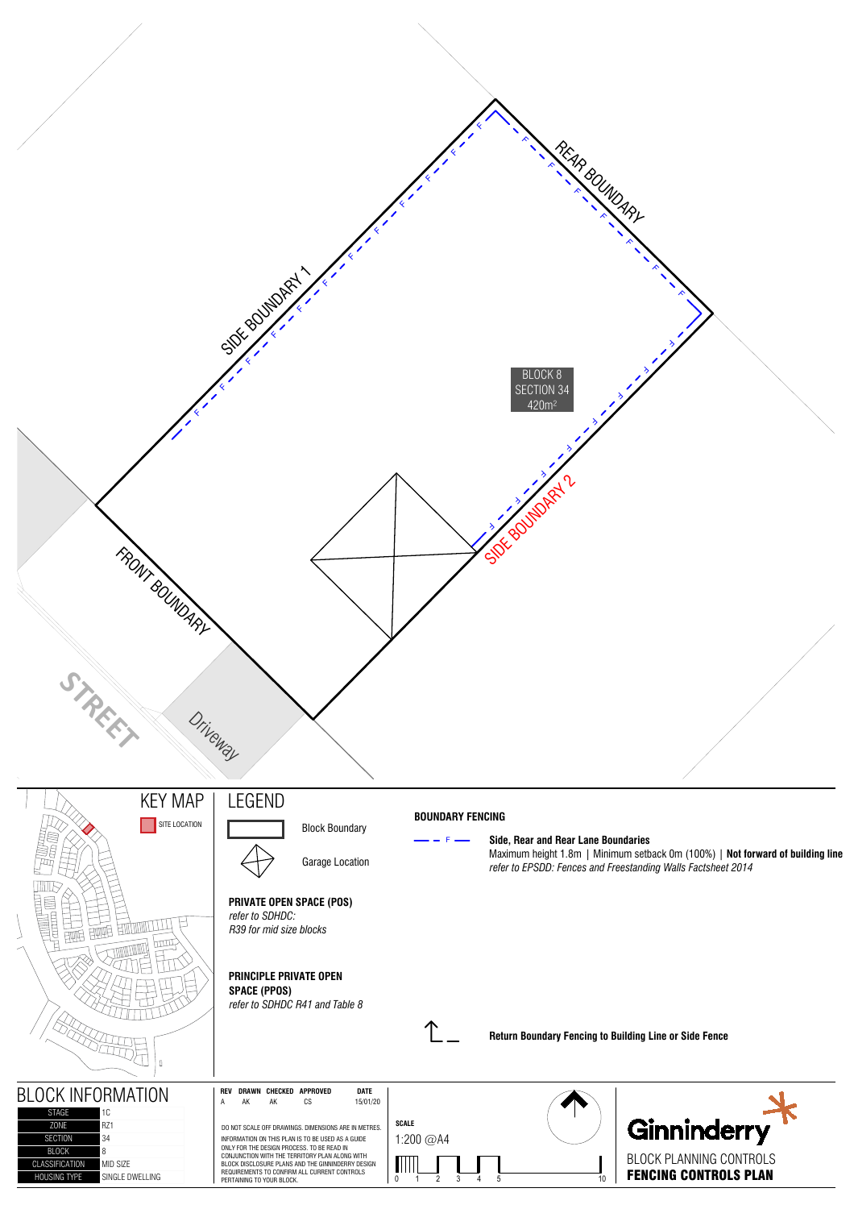SIDE BOUNDARY 1

REAR BOUNDARY

BLOCK 8
SECTION 34
420m²

SIDE BOUNDARY 2

FRONT BOUNDARY

STREET

Driveway

## KEY MAP

SITE LOCATION

## LEGEND

Block Boundary

Garage Location

**PRIVATE OPEN SPACE (POS)**
*refer to SDHDC:*
*R39 for mid size blocks*

**PRINCIPLE PRIVATE OPEN SPACE (PPOS)**
*refer to SDHDC R41 and Table 8*

**BOUNDARY FENCING**

**Side, Rear and Rear Lane Boundaries**
Maximum height 1.8m | Minimum setback 0m (100%) | **Not forward of building line**
*refer to EPSDD: Fences and Freestanding Walls Factsheet 2014*

**Return Boundary Fencing to Building Line or Side Fence**

## BLOCK INFORMATION

| | |
|---|---|
| STAGE | 1C |
| ZONE | RZ1 |
| SECTION | 34 |
| BLOCK | 8 |
| CLASSIFICATION | MID SIZE |
| HOUSING TYPE | SINGLE DWELLING |

| REV | DRAWN | CHECKED | APPROVED | DATE |
|---|---|---|---|---|
| A | AK | AK | CS | 15/01/20 |

DO NOT SCALE OFF DRAWINGS. DIMENSIONS ARE IN METRES.
INFORMATION ON THIS PLAN IS TO BE USED AS A GUIDE ONLY FOR THE DESIGN PROCESS. TO BE READ IN CONJUNCTION WITH THE TERRITORY PLAN ALONG WITH BLOCK DISCLOSURE PLANS AND THE GINNINDERRY DESIGN REQUIREMENTS TO CONFIRM ALL CURRENT CONTROLS PERTAINING TO YOUR BLOCK.

**SCALE**
1:200 @A4

0 1 2 3 4 5 10

Ginninderry

BLOCK PLANNING CONTROLS
**FENCING CONTROLS PLAN**